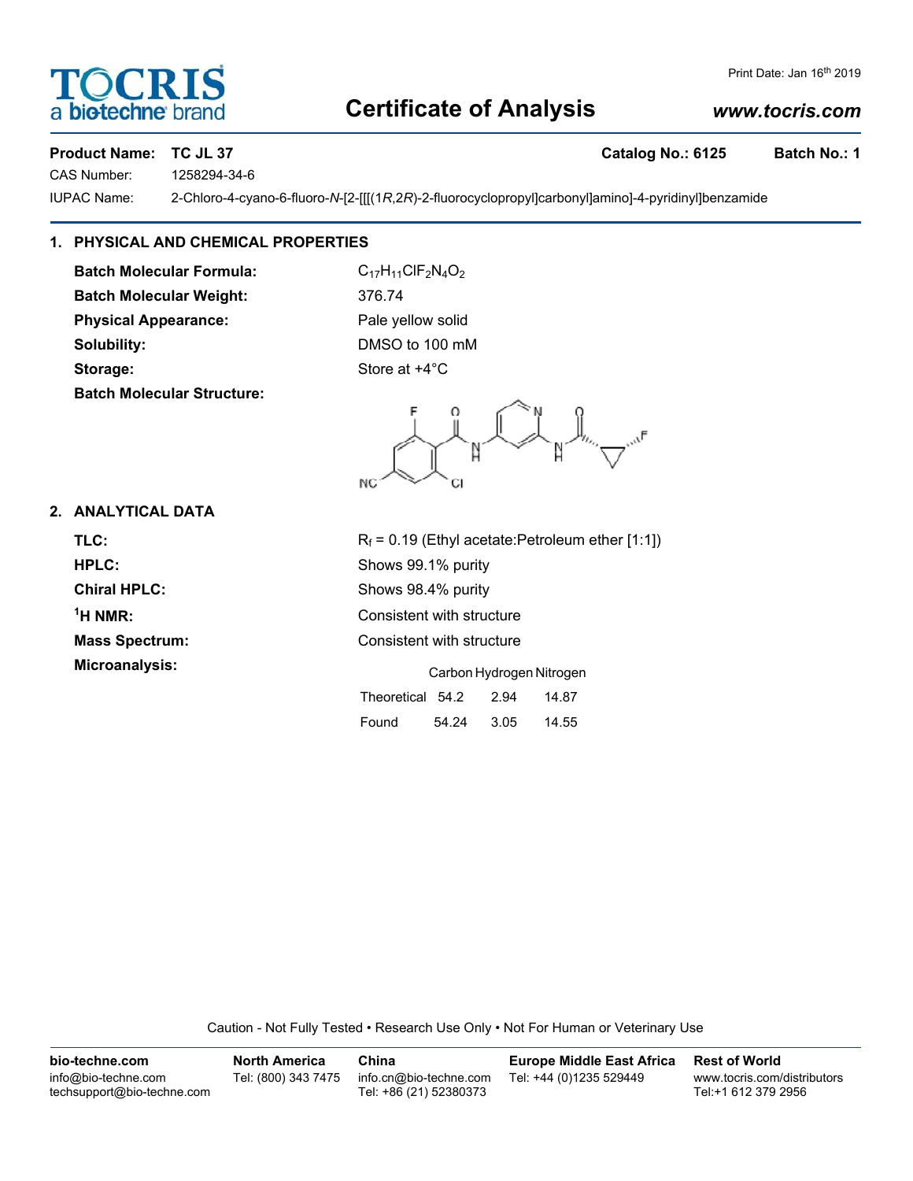# TOCRIS a biotechne brand

## Certificate of Analysis

www.tocris.com

Print Date: Jan 16th 2019

**Product Name: TC JL 37** **Catalog No.: 6125** **Batch No.: 1**

CAS Number: 1258294-34-6

IUPAC Name: 2-Chloro-4-cyano-6-fluoro-*N*-[2-[[[(1*R*,2*R*)-2-fluorocyclopropyl]carbonyl]amino]-4-pyridinyl]benzamide

## 1. PHYSICAL AND CHEMICAL PROPERTIES

**Batch Molecular Formula:** $C_{17}H_{11}ClF_2N_4O_2$

**Batch Molecular Weight:** 376.74

**Physical Appearance:** Pale yellow solid

**Solubility:** DMSO to 100 mM

**Storage:** Store at +4°C

**Batch Molecular Structure:**

## 2. ANALYTICAL DATA

**TLC:** $R_f$ = 0.19 (Ethyl acetate:Petroleum ether [1:1])

**HPLC:** Shows 99.1% purity

**Chiral HPLC:** Shows 98.4% purity

**$^1$H NMR:** Consistent with structure

**Mass Spectrum:** Consistent with structure

**Microanalysis:**

| | Carbon | Hydrogen | Nitrogen |
|---|---|---|---|
| Theoretical | 54.2 | 2.94 | 14.87 |
| Found | 54.24 | 3.05 | 14.55 |

Caution - Not Fully Tested • Research Use Only • Not For Human or Veterinary Use

| bio-techne.com | North America | China | Europe Middle East Africa | Rest of World |
|---|---|---|---|---|
| info@bio-techne.com<br>techsupport@bio-techne.com | Tel: (800) 343 7475 | info.cn@bio-techne.com<br>Tel: +86 (21) 52380373 | Tel: +44 (0)1235 529449 | www.tocris.com/distributors<br>Tel:+1 612 379 2956 |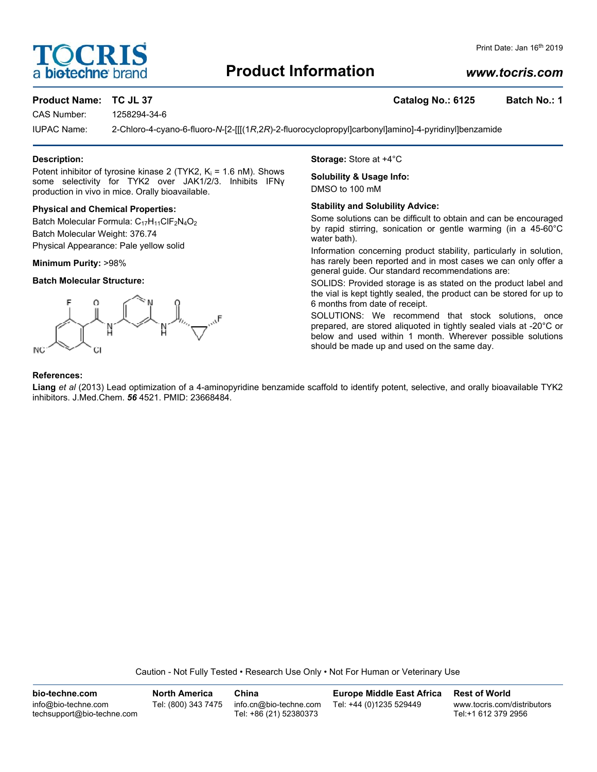# Product Information

www.tocris.com

**Product Name: TC JL 37** **Catalog No.: 6125** **Batch No.: 1**

CAS Number: 1258294-34-6

IUPAC Name: 2-Chloro-4-cyano-6-fluoro-*N*-[2-[[[(1*R*,2*R*)-2-fluorocyclopropyl]carbonyl]amino]-4-pyridinyl]benzamide

### Description:

Potent inhibitor of tyrosine kinase 2 (TYK2, $K_i$ = 1.6 nM). Shows some selectivity for TYK2 over JAK1/2/3. Inhibits IFNγ production in vivo in mice. Orally bioavailable.

### Physical and Chemical Properties:

Batch Molecular Formula: $C_{17}H_{11}ClF_2N_4O_2$

Batch Molecular Weight: 376.74

Physical Appearance: Pale yellow solid

**Minimum Purity:** >98%

### Batch Molecular Structure:

### Storage:

Store at +4°C

### Solubility & Usage Info:

DMSO to 100 mM

### Stability and Solubility Advice:

Some solutions can be difficult to obtain and can be encouraged by rapid stirring, sonication or gentle warming (in a 45-60°C water bath).

Information concerning product stability, particularly in solution, has rarely been reported and in most cases we can only offer a general guide. Our standard recommendations are:

SOLIDS: Provided storage is as stated on the product label and the vial is kept tightly sealed, the product can be stored for up to 6 months from date of receipt.

SOLUTIONS: We recommend that stock solutions, once prepared, are stored aliquoted in tightly sealed vials at -20°C or below and used within 1 month. Wherever possible solutions should be made up and used on the same day.

### References:

**Liang** *et al* (2013) Lead optimization of a 4-aminopyridine benzamide scaffold to identify potent, selective, and orally bioavailable TYK2 inhibitors. J.Med.Chem. ***56*** 4521. PMID: 23668484.

Caution - Not Fully Tested • Research Use Only • Not For Human or Veterinary Use

**bio-techne.com**
info@bio-techne.com
techsupport@bio-techne.com

**North America**
Tel: (800) 343 7475

**China**
info.cn@bio-techne.com
Tel: +86 (21) 52380373

**Europe Middle East Africa**
Tel: +44 (0)1235 529449

**Rest of World**
www.tocris.com/distributors
Tel:+1 612 379 2956